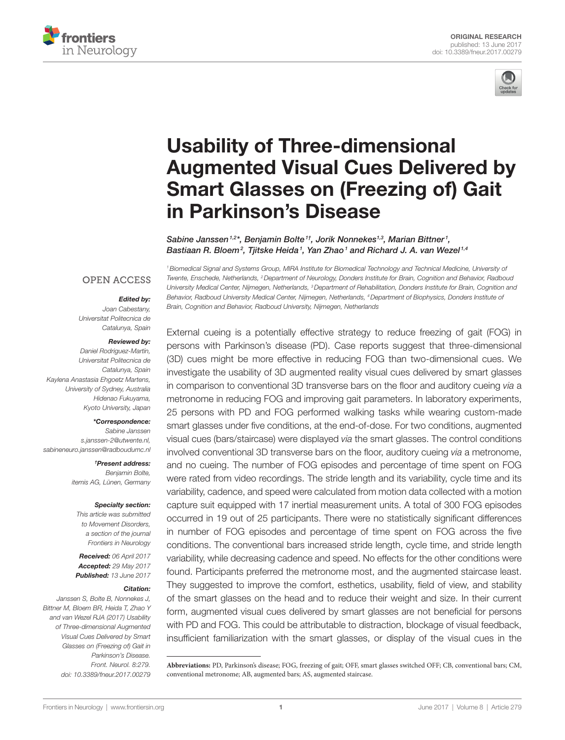ORIGINAL RESEARCH
published: 13 June 2017
doi: 10.3389/fneur.2017.00279

# Usability of Three-dimensional Augmented Visual Cues Delivered by Smart Glasses on (Freezing of) Gait in Parkinson's Disease

*Sabine Janssen[1,2]\*, Benjamin Bolte[1†], Jorik Nonnekes[1,3], Marian Bittner[1], Bastiaan R. Bloem[2], Tjitske Heida[1], Yan Zhao[1] and Richard J. A. van Wezel[1,4]*

[1] Biomedical Signal and Systems Group, MIRA Institute for Biomedical Technology and Technical Medicine, University of Twente, Enschede, Netherlands, [2] Department of Neurology, Donders Institute for Brain, Cognition and Behavior, Radboud University Medical Center, Nijmegen, Netherlands, [3] Department of Rehabilitation, Donders Institute for Brain, Cognition and Behavior, Radboud University Medical Center, Nijmegen, Netherlands, [4] Department of Biophysics, Donders Institute of Brain, Cognition and Behavior, Radboud University, Nijmegen, Netherlands

OPEN ACCESS

***Edited by:***
Joan Cabestany, Universitat Politecnica de Catalunya, Spain

***Reviewed by:***
Daniel Rodriguez-Martín, Universitat Politecnica de Catalunya, Spain
Kaylena Anastasia Ehgoetz Martens, University of Sydney, Australia
Hidenao Fukuyama, Kyoto University, Japan

***\*Correspondence:***
Sabine Janssen
s.janssen-2@utwente.nl,
sabineneuro.janssen@radboudumc.nl

***†Present address:***
Benjamin Bolte, itemis AG, Lünen, Germany

***Specialty section:***
This article was submitted to Movement Disorders, a section of the journal Frontiers in Neurology

***Received:*** 06 April 2017
***Accepted:*** 29 May 2017
***Published:*** 13 June 2017

***Citation:***
Janssen S, Bolte B, Nonnekes J, Bittner M, Bloem BR, Heida T, Zhao Y and van Wezel RJA (2017) Usability of Three-dimensional Augmented Visual Cues Delivered by Smart Glasses on (Freezing of) Gait in Parkinson's Disease. Front. Neurol. 8:279. doi: 10.3389/fneur.2017.00279

External cueing is a potentially effective strategy to reduce freezing of gait (FOG) in persons with Parkinson's disease (PD). Case reports suggest that three-dimensional (3D) cues might be more effective in reducing FOG than two-dimensional cues. We investigate the usability of 3D augmented reality visual cues delivered by smart glasses in comparison to conventional 3D transverse bars on the floor and auditory cueing *via* a metronome in reducing FOG and improving gait parameters. In laboratory experiments, 25 persons with PD and FOG performed walking tasks while wearing custom-made smart glasses under five conditions, at the end-of-dose. For two conditions, augmented visual cues (bars/staircase) were displayed *via* the smart glasses. The control conditions involved conventional 3D transverse bars on the floor, auditory cueing *via* a metronome, and no cueing. The number of FOG episodes and percentage of time spent on FOG were rated from video recordings. The stride length and its variability, cycle time and its variability, cadence, and speed were calculated from motion data collected with a motion capture suit equipped with 17 inertial measurement units. A total of 300 FOG episodes occurred in 19 out of 25 participants. There were no statistically significant differences in number of FOG episodes and percentage of time spent on FOG across the five conditions. The conventional bars increased stride length, cycle time, and stride length variability, while decreasing cadence and speed. No effects for the other conditions were found. Participants preferred the metronome most, and the augmented staircase least. They suggested to improve the comfort, esthetics, usability, field of view, and stability of the smart glasses on the head and to reduce their weight and size. In their current form, augmented visual cues delivered by smart glasses are not beneficial for persons with PD and FOG. This could be attributable to distraction, blockage of visual feedback, insufficient familiarization with the smart glasses, or display of the visual cues in the

**Abbreviations:** PD, Parkinson's disease; FOG, freezing of gait; OFF, smart glasses switched OFF; CB, conventional bars; CM, conventional metronome; AB, augmented bars; AS, augmented staircase.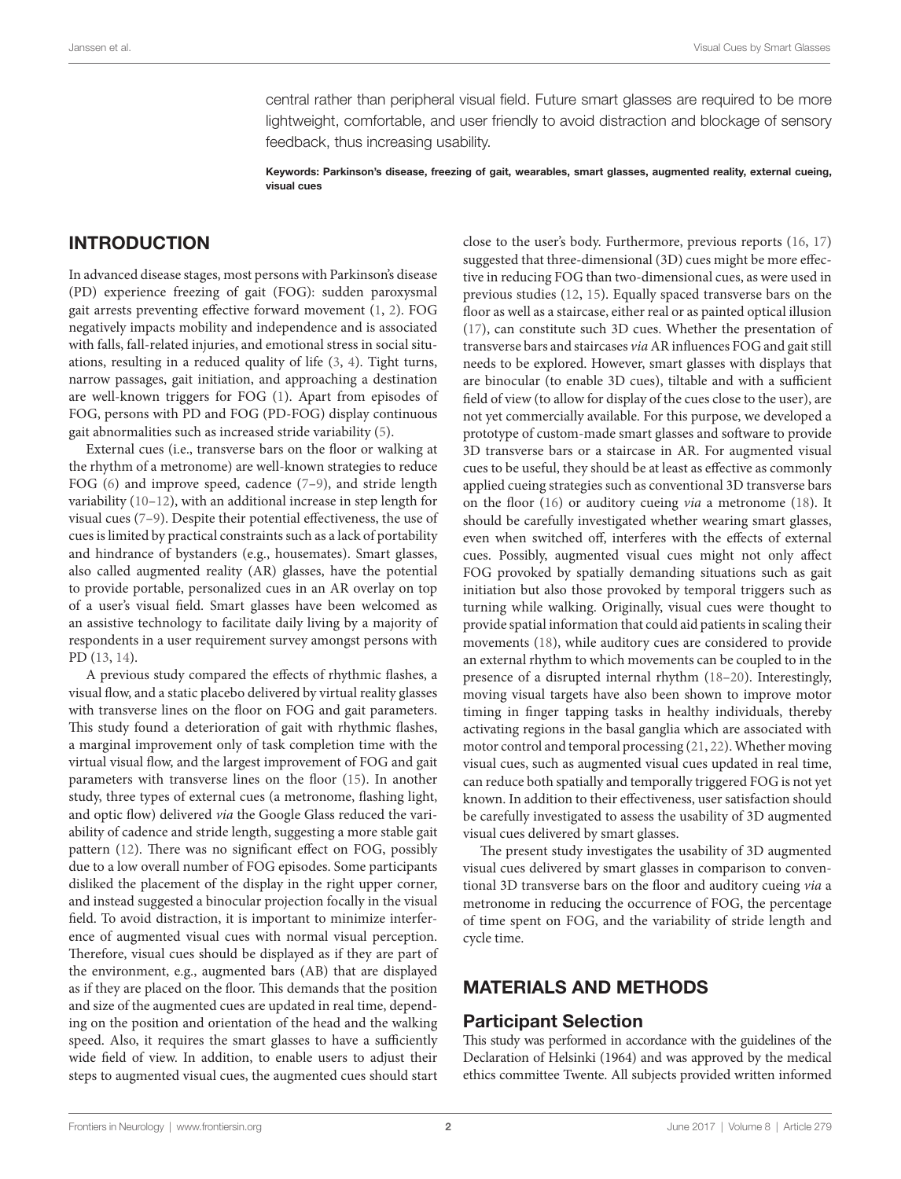central rather than peripheral visual field. Future smart glasses are required to be more lightweight, comfortable, and user friendly to avoid distraction and blockage of sensory feedback, thus increasing usability.

**Keywords: Parkinson's disease, freezing of gait, wearables, smart glasses, augmented reality, external cueing, visual cues**

## INTRODUCTION

In advanced disease stages, most persons with Parkinson's disease (PD) experience freezing of gait (FOG): sudden paroxysmal gait arrests preventing effective forward movement (1, 2). FOG negatively impacts mobility and independence and is associated with falls, fall-related injuries, and emotional stress in social situations, resulting in a reduced quality of life (3, 4). Tight turns, narrow passages, gait initiation, and approaching a destination are well-known triggers for FOG (1). Apart from episodes of FOG, persons with PD and FOG (PD-FOG) display continuous gait abnormalities such as increased stride variability (5).

External cues (i.e., transverse bars on the floor or walking at the rhythm of a metronome) are well-known strategies to reduce FOG (6) and improve speed, cadence (7–9), and stride length variability (10–12), with an additional increase in step length for visual cues (7–9). Despite their potential effectiveness, the use of cues is limited by practical constraints such as a lack of portability and hindrance of bystanders (e.g., housemates). Smart glasses, also called augmented reality (AR) glasses, have the potential to provide portable, personalized cues in an AR overlay on top of a user's visual field. Smart glasses have been welcomed as an assistive technology to facilitate daily living by a majority of respondents in a user requirement survey amongst persons with PD (13, 14).

A previous study compared the effects of rhythmic flashes, a visual flow, and a static placebo delivered by virtual reality glasses with transverse lines on the floor on FOG and gait parameters. This study found a deterioration of gait with rhythmic flashes, a marginal improvement only of task completion time with the virtual visual flow, and the largest improvement of FOG and gait parameters with transverse lines on the floor (15). In another study, three types of external cues (a metronome, flashing light, and optic flow) delivered *via* the Google Glass reduced the variability of cadence and stride length, suggesting a more stable gait pattern (12). There was no significant effect on FOG, possibly due to a low overall number of FOG episodes. Some participants disliked the placement of the display in the right upper corner, and instead suggested a binocular projection focally in the visual field. To avoid distraction, it is important to minimize interference of augmented visual cues with normal visual perception. Therefore, visual cues should be displayed as if they are part of the environment, e.g., augmented bars (AB) that are displayed as if they are placed on the floor. This demands that the position and size of the augmented cues are updated in real time, depending on the position and orientation of the head and the walking speed. Also, it requires the smart glasses to have a sufficiently wide field of view. In addition, to enable users to adjust their steps to augmented visual cues, the augmented cues should start close to the user's body. Furthermore, previous reports (16, 17) suggested that three-dimensional (3D) cues might be more effective in reducing FOG than two-dimensional cues, as were used in previous studies (12, 15). Equally spaced transverse bars on the floor as well as a staircase, either real or as painted optical illusion (17), can constitute such 3D cues. Whether the presentation of transverse bars and staircases *via* AR influences FOG and gait still needs to be explored. However, smart glasses with displays that are binocular (to enable 3D cues), tiltable and with a sufficient field of view (to allow for display of the cues close to the user), are not yet commercially available. For this purpose, we developed a prototype of custom-made smart glasses and software to provide 3D transverse bars or a staircase in AR. For augmented visual cues to be useful, they should be at least as effective as commonly applied cueing strategies such as conventional 3D transverse bars on the floor (16) or auditory cueing *via* a metronome (18). It should be carefully investigated whether wearing smart glasses, even when switched off, interferes with the effects of external cues. Possibly, augmented visual cues might not only affect FOG provoked by spatially demanding situations such as gait initiation but also those provoked by temporal triggers such as turning while walking. Originally, visual cues were thought to provide spatial information that could aid patients in scaling their movements (18), while auditory cues are considered to provide an external rhythm to which movements can be coupled to in the presence of a disrupted internal rhythm (18–20). Interestingly, moving visual targets have also been shown to improve motor timing in finger tapping tasks in healthy individuals, thereby activating regions in the basal ganglia which are associated with motor control and temporal processing (21, 22). Whether moving visual cues, such as augmented visual cues updated in real time, can reduce both spatially and temporally triggered FOG is not yet known. In addition to their effectiveness, user satisfaction should be carefully investigated to assess the usability of 3D augmented visual cues delivered by smart glasses.

The present study investigates the usability of 3D augmented visual cues delivered by smart glasses in comparison to conventional 3D transverse bars on the floor and auditory cueing *via* a metronome in reducing the occurrence of FOG, the percentage of time spent on FOG, and the variability of stride length and cycle time.

## MATERIALS AND METHODS

### Participant Selection

This study was performed in accordance with the guidelines of the Declaration of Helsinki (1964) and was approved by the medical ethics committee Twente. All subjects provided written informed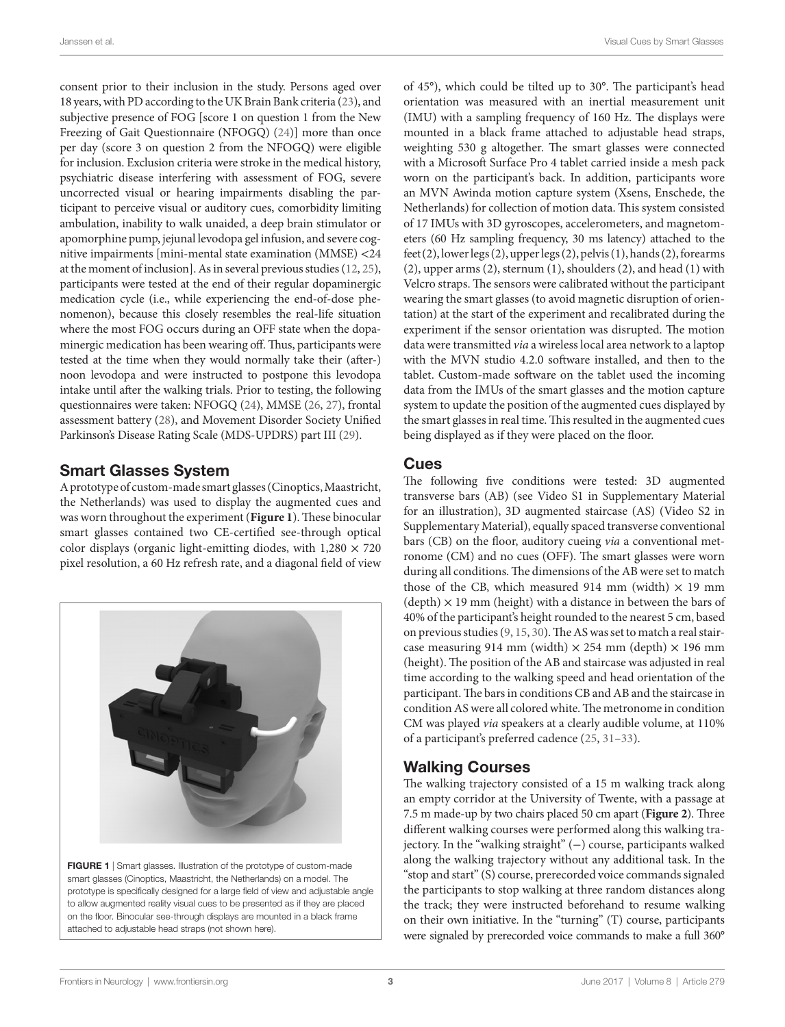consent prior to their inclusion in the study. Persons aged over 18 years, with PD according to the UK Brain Bank criteria (23), and subjective presence of FOG [score 1 on question 1 from the New Freezing of Gait Questionnaire (NFOGQ) (24)] more than once per day (score 3 on question 2 from the NFOGQ) were eligible for inclusion. Exclusion criteria were stroke in the medical history, psychiatric disease interfering with assessment of FOG, severe uncorrected visual or hearing impairments disabling the participant to perceive visual or auditory cues, comorbidity limiting ambulation, inability to walk unaided, a deep brain stimulator or apomorphine pump, jejunal levodopa gel infusion, and severe cognitive impairments [mini-mental state examination (MMSE) <24 at the moment of inclusion]. As in several previous studies (12, 25), participants were tested at the end of their regular dopaminergic medication cycle (i.e., while experiencing the end-of-dose phenomenon), because this closely resembles the real-life situation where the most FOG occurs during an OFF state when the dopaminergic medication has been wearing off. Thus, participants were tested at the time when they would normally take their (after-) noon levodopa and were instructed to postpone this levodopa intake until after the walking trials. Prior to testing, the following questionnaires were taken: NFOGQ (24), MMSE (26, 27), frontal assessment battery (28), and Movement Disorder Society Unified Parkinson's Disease Rating Scale (MDS-UPDRS) part III (29).

## Smart Glasses System

A prototype of custom-made smart glasses (Cinoptics, Maastricht, the Netherlands) was used to display the augmented cues and was worn throughout the experiment (**Figure 1**). These binocular smart glasses contained two CE-certified see-through optical color displays (organic light-emitting diodes, with 1,280 × 720 pixel resolution, a 60 Hz refresh rate, and a diagonal field of view of 45°), which could be tilted up to 30°. The participant's head orientation was measured with an inertial measurement unit (IMU) with a sampling frequency of 160 Hz. The displays were mounted in a black frame attached to adjustable head straps, weighting 530 g altogether. The smart glasses were connected with a Microsoft Surface Pro 4 tablet carried inside a mesh pack worn on the participant's back. In addition, participants wore an MVN Awinda motion capture system (Xsens, Enschede, the Netherlands) for collection of motion data. This system consisted of 17 IMUs with 3D gyroscopes, accelerometers, and magnetometers (60 Hz sampling frequency, 30 ms latency) attached to the feet (2), lower legs (2), upper legs (2), pelvis (1), hands (2), forearms (2), upper arms (2), sternum (1), shoulders (2), and head (1) with Velcro straps. The sensors were calibrated without the participant wearing the smart glasses (to avoid magnetic disruption of orientation) at the start of the experiment and recalibrated during the experiment if the sensor orientation was disrupted. The motion data were transmitted *via* a wireless local area network to a laptop with the MVN studio 4.2.0 software installed, and then to the tablet. Custom-made software on the tablet used the incoming data from the IMUs of the smart glasses and the motion capture system to update the position of the augmented cues displayed by the smart glasses in real time. This resulted in the augmented cues being displayed as if they were placed on the floor.

**FIGURE 1** | Smart glasses. Illustration of the prototype of custom-made smart glasses (Cinoptics, Maastricht, the Netherlands) on a model. The prototype is specifically designed for a large field of view and adjustable angle to allow augmented reality visual cues to be presented as if they are placed on the floor. Binocular see-through displays are mounted in a black frame attached to adjustable head straps (not shown here).

## Cues

The following five conditions were tested: 3D augmented transverse bars (AB) (see Video S1 in Supplementary Material for an illustration), 3D augmented staircase (AS) (Video S2 in Supplementary Material), equally spaced transverse conventional bars (CB) on the floor, auditory cueing *via* a conventional metronome (CM) and no cues (OFF). The smart glasses were worn during all conditions. The dimensions of the AB were set to match those of the CB, which measured 914 mm (width) × 19 mm (depth) × 19 mm (height) with a distance in between the bars of 40% of the participant's height rounded to the nearest 5 cm, based on previous studies (9, 15, 30). The AS was set to match a real staircase measuring 914 mm (width) × 254 mm (depth) × 196 mm (height). The position of the AB and staircase was adjusted in real time according to the walking speed and head orientation of the participant. The bars in conditions CB and AB and the staircase in condition AS were all colored white. The metronome in condition CM was played *via* speakers at a clearly audible volume, at 110% of a participant's preferred cadence (25, 31–33).

## Walking Courses

The walking trajectory consisted of a 15 m walking track along an empty corridor at the University of Twente, with a passage at 7.5 m made-up by two chairs placed 50 cm apart (**Figure 2**). Three different walking courses were performed along this walking trajectory. In the "walking straight" (−) course, participants walked along the walking trajectory without any additional task. In the "stop and start" (S) course, prerecorded voice commands signaled the participants to stop walking at three random distances along the track; they were instructed beforehand to resume walking on their own initiative. In the "turning" (T) course, participants were signaled by prerecorded voice commands to make a full 360°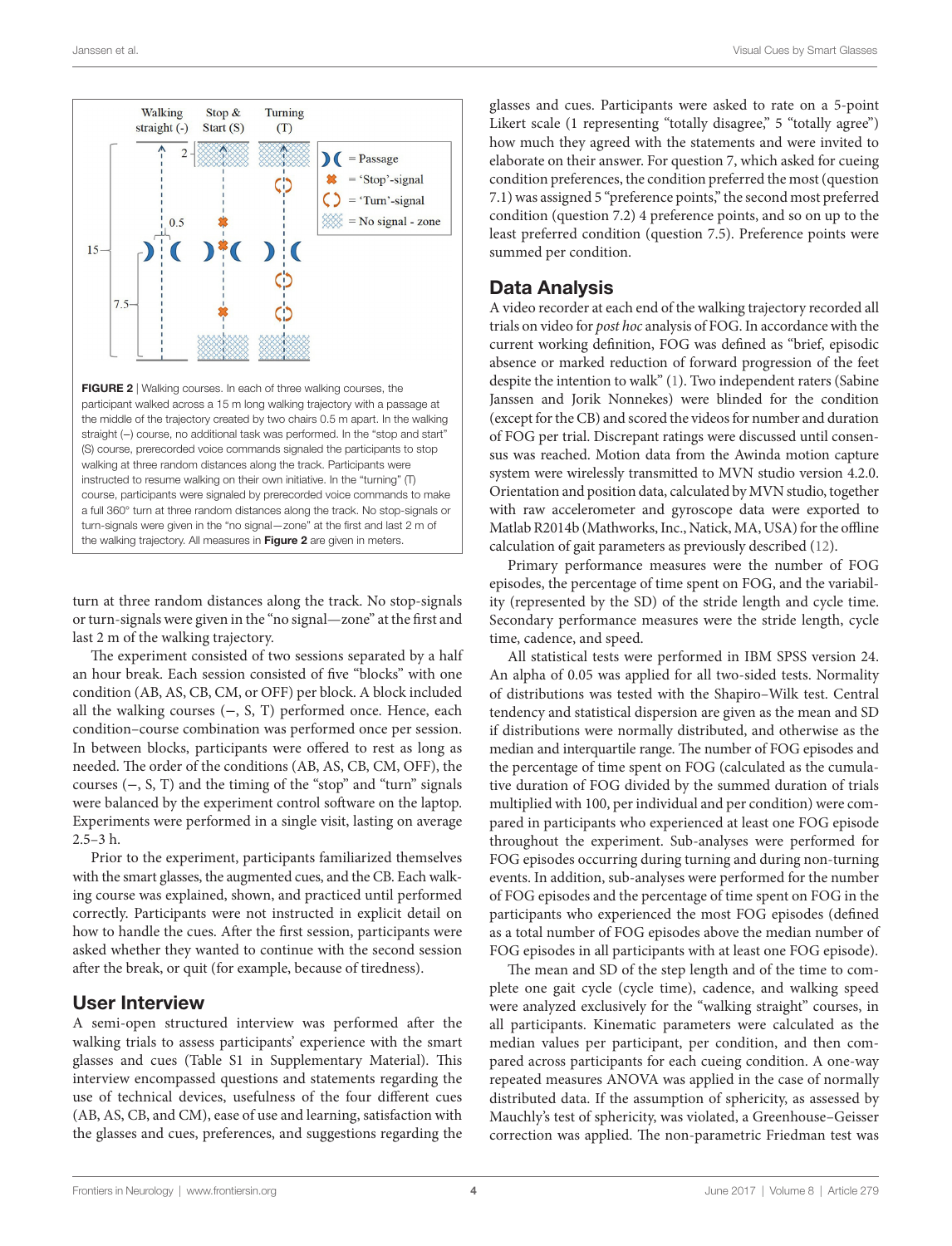**FIGURE 2** | Walking courses. In each of three walking courses, the participant walked across a 15 m long walking trajectory with a passage at the middle of the trajectory created by two chairs 0.5 m apart. In the walking straight (–) course, no additional task was performed. In the "stop and start" (S) course, prerecorded voice commands signaled the participants to stop walking at three random distances along the track. Participants were instructed to resume walking on their own initiative. In the "turning" (T) course, participants were signaled by prerecorded voice commands to make a full 360° turn at three random distances along the track. No stop-signals or turn-signals were given in the "no signal—zone" at the first and last 2 m of the walking trajectory. All measures in **Figure 2** are given in meters.

turn at three random distances along the track. No stop-signals or turn-signals were given in the "no signal—zone" at the first and last 2 m of the walking trajectory.

The experiment consisted of two sessions separated by a half an hour break. Each session consisted of five "blocks" with one condition (AB, AS, CB, CM, or OFF) per block. A block included all the walking courses (–, S, T) performed once. Hence, each condition–course combination was performed once per session. In between blocks, participants were offered to rest as long as needed. The order of the conditions (AB, AS, CB, CM, OFF), the courses (–, S, T) and the timing of the "stop" and "turn" signals were balanced by the experiment control software on the laptop. Experiments were performed in a single visit, lasting on average 2.5–3 h.

Prior to the experiment, participants familiarized themselves with the smart glasses, the augmented cues, and the CB. Each walking course was explained, shown, and practiced until performed correctly. Participants were not instructed in explicit detail on how to handle the cues. After the first session, participants were asked whether they wanted to continue with the second session after the break, or quit (for example, because of tiredness).

## User Interview

A semi-open structured interview was performed after the walking trials to assess participants' experience with the smart glasses and cues (Table S1 in Supplementary Material). This interview encompassed questions and statements regarding the use of technical devices, usefulness of the four different cues (AB, AS, CB, and CM), ease of use and learning, satisfaction with the glasses and cues, preferences, and suggestions regarding the glasses and cues. Participants were asked to rate on a 5-point Likert scale (1 representing "totally disagree," 5 "totally agree") how much they agreed with the statements and were invited to elaborate on their answer. For question 7, which asked for cueing condition preferences, the condition preferred the most (question 7.1) was assigned 5 "preference points," the second most preferred condition (question 7.2) 4 preference points, and so on up to the least preferred condition (question 7.5). Preference points were summed per condition.

## Data Analysis

A video recorder at each end of the walking trajectory recorded all trials on video for *post hoc* analysis of FOG. In accordance with the current working definition, FOG was defined as "brief, episodic absence or marked reduction of forward progression of the feet despite the intention to walk" (1). Two independent raters (Sabine Janssen and Jorik Nonnekes) were blinded for the condition (except for the CB) and scored the videos for number and duration of FOG per trial. Discrepant ratings were discussed until consensus was reached. Motion data from the Awinda motion capture system were wirelessly transmitted to MVN studio version 4.2.0. Orientation and position data, calculated by MVN studio, together with raw accelerometer and gyroscope data were exported to Matlab R2014b (Mathworks, Inc., Natick, MA, USA) for the offline calculation of gait parameters as previously described (12).

Primary performance measures were the number of FOG episodes, the percentage of time spent on FOG, and the variability (represented by the SD) of the stride length and cycle time. Secondary performance measures were the stride length, cycle time, cadence, and speed.

All statistical tests were performed in IBM SPSS version 24. An alpha of 0.05 was applied for all two-sided tests. Normality of distributions was tested with the Shapiro–Wilk test. Central tendency and statistical dispersion are given as the mean and SD if distributions were normally distributed, and otherwise as the median and interquartile range. The number of FOG episodes and the percentage of time spent on FOG (calculated as the cumulative duration of FOG divided by the summed duration of trials multiplied with 100, per individual and per condition) were compared in participants who experienced at least one FOG episode throughout the experiment. Sub-analyses were performed for FOG episodes occurring during turning and during non-turning events. In addition, sub-analyses were performed for the number of FOG episodes and the percentage of time spent on FOG in the participants who experienced the most FOG episodes (defined as a total number of FOG episodes above the median number of FOG episodes in all participants with at least one FOG episode).

The mean and SD of the step length and of the time to complete one gait cycle (cycle time), cadence, and walking speed were analyzed exclusively for the "walking straight" courses, in all participants. Kinematic parameters were calculated as the median values per participant, per condition, and then compared across participants for each cueing condition. A one-way repeated measures ANOVA was applied in the case of normally distributed data. If the assumption of sphericity, as assessed by Mauchly's test of sphericity, was violated, a Greenhouse–Geisser correction was applied. The non-parametric Friedman test was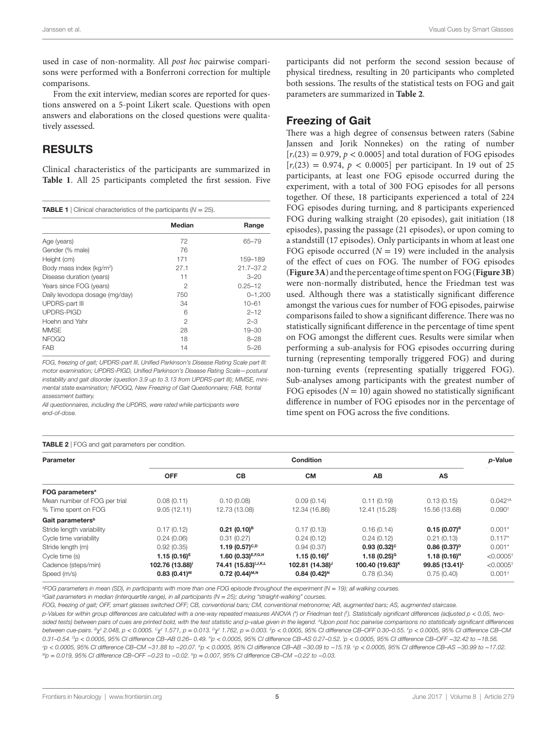used in case of non-normality. All *post hoc* pairwise comparisons were performed with a Bonferroni correction for multiple comparisons.

From the exit interview, median scores are reported for questions answered on a 5-point Likert scale. Questions with open answers and elaborations on the closed questions were qualitatively assessed.

## RESULTS

Clinical characteristics of the participants are summarized in **Table 1**. All 25 participants completed the first session. Five participants did not perform the second session because of physical tiredness, resulting in 20 participants who completed both sessions. The results of the statistical tests on FOG and gait parameters are summarized in **Table 2**.

**TABLE 1** | Clinical characteristics of the participants ($N = 25$).

| | Median | Range |
|---|---|---|
| Age (years) | 72 | 65–79 |
| Gender (% male) | 76 | |
| Height (cm) | 171 | 159–189 |
| Body mass index (kg/m$^2$) | 27.1 | 21.7–37.2 |
| Disease duration (years) | 11 | 3–20 |
| Years since FOG (years) | 2 | 0.25–12 |
| Daily levodopa dosage (mg/day) | 750 | 0–1,200 |
| UPDRS-part III | 34 | 10–61 |
| UPDRS-PIGD | 6 | 2–12 |
| Hoehn and Yahr | 2 | 2–3 |
| MMSE | 28 | 19–30 |
| NFOGQ | 18 | 8–28 |
| FAB | 14 | 5–26 |

*FOG, freezing of gait; UPDRS-part III, Unified Parkinson's Disease Rating Scale part III: motor examination; UPDRS-PIGD, Unified Parkinson's Disease Rating Scale—postural instability and gait disorder (question 3.9 up to 3.13 from UPDRS-part III); MMSE, mini-mental state examination; NFOGQ, New Freezing of Gait Questionnaire; FAB, frontal assessment battery.*

*All questionnaires, including the UPDRS, were rated while participants were end-of-dose.*

## Freezing of Gait

There was a high degree of consensus between raters (Sabine Janssen and Jorik Nonnekes) on the rating of number [$r_s(23) = 0.979$, $p < 0.0005$] and total duration of FOG episodes [$r_s(23) = 0.974$, $p < 0.0005$] per participant. In 19 out of 25 participants, at least one FOG episode occurred during the experiment, with a total of 300 FOG episodes for all persons together. Of these, 18 participants experienced a total of 224 FOG episodes during turning, and 8 participants experienced FOG during walking straight (20 episodes), gait initiation (18 episodes), passing the passage (21 episodes), or upon coming to a standstill (17 episodes). Only participants in whom at least one FOG episode occurred ($N = 19$) were included in the analysis of the effect of cues on FOG. The number of FOG episodes (**Figure 3A**) and the percentage of time spent on FOG (**Figure 3B**) were non-normally distributed, hence the Friedman test was used. Although there was a statistically significant difference amongst the various cues for number of FOG episodes, pairwise comparisons failed to show a significant difference. There was no statistically significant difference in the percentage of time spent on FOG amongst the different cues. Results were similar when performing a sub-analysis for FOG episodes occurring during turning (representing temporally triggered FOG) and during non-turning events (representing spatially triggered FOG). Sub-analyses among participants with the greatest number of FOG episodes ($N = 10$) again showed no statistically significant difference in number of FOG episodes nor in the percentage of time spent on FOG across the five conditions.

**TABLE 2** | FOG and gait parameters per condition.

| Parameter | Condition | | | | | *p*-Value |
|---|---|---|---|---|---|---|
| | OFF | CB | CM | AB | AS | |
| **FOG parameters[a]** | | | | | | |
| Mean number of FOG per trial | 0.08 (0.11) | 0.10 (0.08) | 0.09 (0.14) | 0.11 (0.19) | 0.13 (0.15) | 0.042[†A] |
| % Time spent on FOG | 9.05 (12.11) | 12.73 (13.08) | 12.34 (16.86) | 12.41 (15.28) | 15.56 (13.68) | 0.090[†] |
| **Gait parameters[b]** | | | | | | |
| Stride length variability | 0.17 (0.12) | **0.21 (0.10)[B]** | 0.17 (0.13) | 0.16 (0.14) | **0.15 (0.07)[B]** | 0.001* |
| Cycle time variability | 0.24 (0.06) | 0.31 (0.27) | 0.24 (0.12) | 0.24 (0.12) | 0.21 (0.13) | 0.117* |
| Stride length (m) | 0.92 (0.35) | **1.19 (0.57)[C,D]** | 0.94 (0.37) | **0.93 (0.32)[C]** | **0.86 (0.37)[D]** | 0.001* |
| Cycle time (s) | **1.15 (0.16)[E]** | **1.60 (0.33)[E,F,G,H]** | **1.15 (0.16)[F]** | **1.18 (0.25)[G]** | **1.18 (0.16)[H]** | <0.0005[†] |
| Cadence (steps/min) | **102.76 (13.88)[I]** | **74.41 (15.83)[I,J,K,L]** | **102.81 (14.38)[J]** | **100.40 (19.63)[K]** | **99.85 (13.41)[L]** | <0.0005[†] |
| Speed (m/s) | **0.83 (0.41)[M]** | **0.72 (0.44)[M,N]** | **0.84 (0.42)[N]** | 0.78 (0.34) | 0.75 (0.40) | 0.001[†] |

*[a]FOG parameters in mean (SD), in participants with more than one FOG episode throughout the experiment ($N = 19$); all walking courses.*

*[b]Gait parameters in median (interquartile range), in all participants ($N = 25$); during "straight-walking" courses.*

*FOG, freezing of gait; OFF, smart glasses switched OFF; CB, conventional bars; CM, conventional metronome; AB, augmented bars; AS, augmented staircase.*

*p-Values for within group differences are calculated with a one-way repeated measures ANOVA (\*) or Friedman test (†). Statistically significant differences (adjusted $p < 0.05$, two-sided tests) between pairs of cues are printed bold, with the test statistic and p-value given in the legend. [A]Upon post hoc pairwise comparisons no statistically significant differences between cue-pairs. [B]$\chi^2$ 2.048, $p < 0.0005$. [C]$\chi^2$ 1.571, $p = 0.013$. [D]$\chi^2$ 1.762, $p = 0.003$. [E]$p < 0.0005$, 95% CI difference CB–OFF 0.30–0.55. [F]$p < 0.0005$, 95% CI difference CB–CM 0.31–0.54. [G]$p < 0.0005$, 95% CI difference CB–AB 0.26– 0.49. [H]$p < 0.0005$, 95% CI difference CB–AS 0.27–0.52. [I]$p < 0.0005$, 95% CI difference CB–OFF −32.42 to −18.56. [J]$p < 0.0005$, 95% CI difference CB–CM −31.88 to −20.07. [K]$p < 0.0005$, 95% CI difference CB–AB −30.09 to −15.19. [L]$p < 0.0005$, 95% CI difference CB–AS −30.99 to −17.02. [M]$p = 0.019$, 95% CI difference CB–OFF −0.23 to −0.02. [N]$p = 0.007$, 95% CI difference CB–CM −0.22 to −0.03.*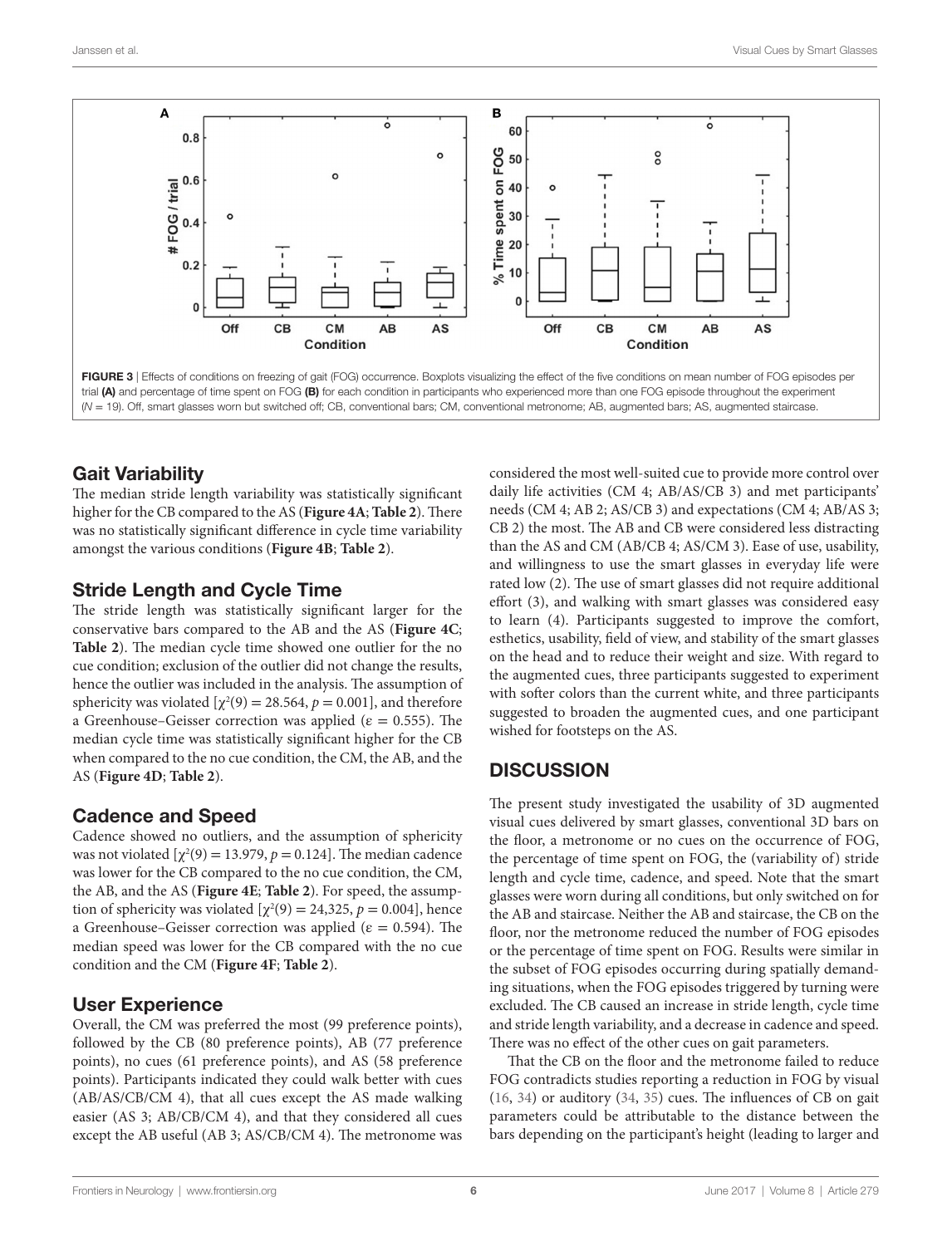FIGURE 3 | Effects of conditions on freezing of gait (FOG) occurrence. Boxplots visualizing the effect of the five conditions on mean number of FOG episodes per trial **(A)** and percentage of time spent on FOG **(B)** for each condition in participants who experienced more than one FOG episode throughout the experiment ($N = 19$). Off, smart glasses worn but switched off; CB, conventional bars; CM, conventional metronome; AB, augmented bars; AS, augmented staircase.

## Gait Variability

The median stride length variability was statistically significant higher for the CB compared to the AS (**Figure 4A**; **Table 2**). There was no statistically significant difference in cycle time variability amongst the various conditions (**Figure 4B**; **Table 2**).

## Stride Length and Cycle Time

The stride length was statistically significant larger for the conservative bars compared to the AB and the AS (**Figure 4C**; **Table 2**). The median cycle time showed one outlier for the no cue condition; exclusion of the outlier did not change the results, hence the outlier was included in the analysis. The assumption of sphericity was violated [$\chi^2(9) = 28.564$, $p = 0.001$], and therefore a Greenhouse–Geisser correction was applied ($\varepsilon = 0.555$). The median cycle time was statistically significant higher for the CB when compared to the no cue condition, the CM, the AB, and the AS (**Figure 4D**; **Table 2**).

## Cadence and Speed

Cadence showed no outliers, and the assumption of sphericity was not violated [$\chi^2(9) = 13.979$, $p = 0.124$]. The median cadence was lower for the CB compared to the no cue condition, the CM, the AB, and the AS (**Figure 4E**; **Table 2**). For speed, the assumption of sphericity was violated [$\chi^2(9) = 24{,}325$, $p = 0.004$], hence a Greenhouse–Geisser correction was applied ($\varepsilon = 0.594$). The median speed was lower for the CB compared with the no cue condition and the CM (**Figure 4F**; **Table 2**).

## User Experience

Overall, the CM was preferred the most (99 preference points), followed by the CB (80 preference points), AB (77 preference points), no cues (61 preference points), and AS (58 preference points). Participants indicated they could walk better with cues (AB/AS/CB/CM 4), that all cues except the AS made walking easier (AS 3; AB/CB/CM 4), and that they considered all cues except the AB useful (AB 3; AS/CB/CM 4). The metronome was considered the most well-suited cue to provide more control over daily life activities (CM 4; AB/AS/CB 3) and met participants' needs (CM 4; AB 2; AS/CB 3) and expectations (CM 4; AB/AS 3; CB 2) the most. The AB and CB were considered less distracting than the AS and CM (AB/CB 4; AS/CM 3). Ease of use, usability, and willingness to use the smart glasses in everyday life were rated low (2). The use of smart glasses did not require additional effort (3), and walking with smart glasses was considered easy to learn (4). Participants suggested to improve the comfort, esthetics, usability, field of view, and stability of the smart glasses on the head and to reduce their weight and size. With regard to the augmented cues, three participants suggested to experiment with softer colors than the current white, and three participants suggested to broaden the augmented cues, and one participant wished for footsteps on the AS.

# DISCUSSION

The present study investigated the usability of 3D augmented visual cues delivered by smart glasses, conventional 3D bars on the floor, a metronome or no cues on the occurrence of FOG, the percentage of time spent on FOG, the (variability of) stride length and cycle time, cadence, and speed. Note that the smart glasses were worn during all conditions, but only switched on for the AB and staircase. Neither the AB and staircase, the CB on the floor, nor the metronome reduced the number of FOG episodes or the percentage of time spent on FOG. Results were similar in the subset of FOG episodes occurring during spatially demanding situations, when the FOG episodes triggered by turning were excluded. The CB caused an increase in stride length, cycle time and stride length variability, and a decrease in cadence and speed. There was no effect of the other cues on gait parameters.

That the CB on the floor and the metronome failed to reduce FOG contradicts studies reporting a reduction in FOG by visual (16, 34) or auditory (34, 35) cues. The influences of CB on gait parameters could be attributable to the distance between the bars depending on the participant's height (leading to larger and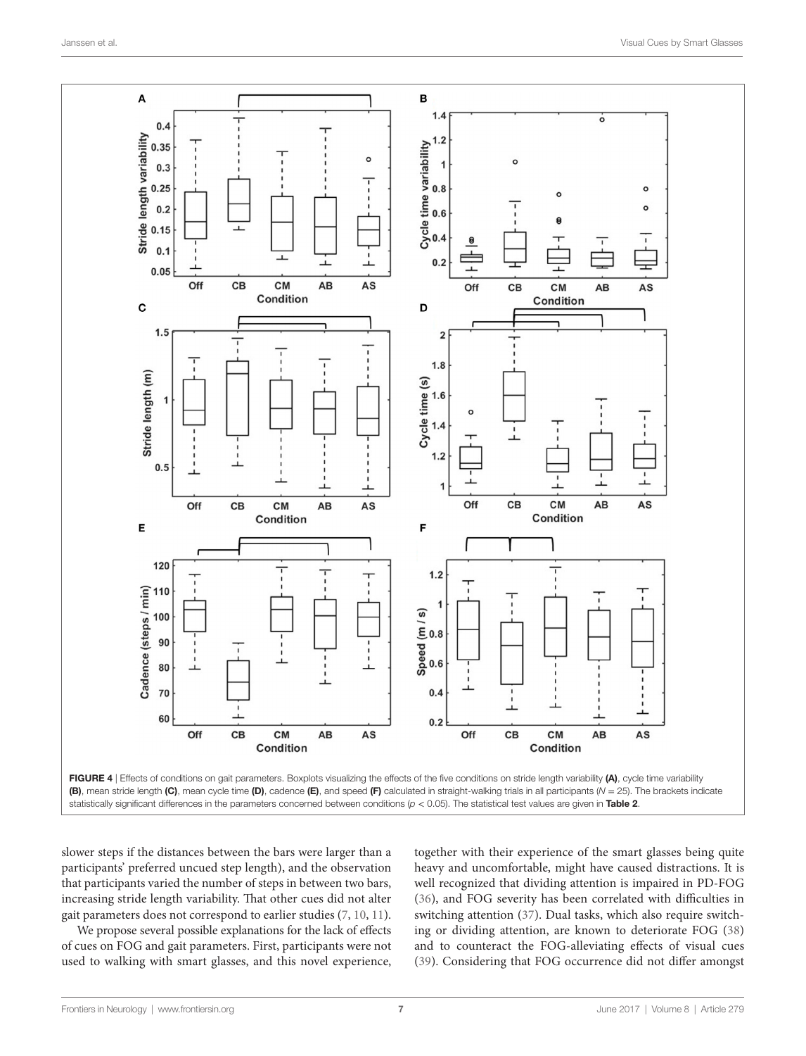**FIGURE 4** | Effects of conditions on gait parameters. Boxplots visualizing the effects of the five conditions on stride length variability **(A)**, cycle time variability **(B)**, mean stride length **(C)**, mean cycle time **(D)**, cadence **(E)**, and speed **(F)** calculated in straight-walking trials in all participants ($N = 25$). The brackets indicate statistically significant differences in the parameters concerned between conditions ($p < 0.05$). The statistical test values are given in **Table 2**.

slower steps if the distances between the bars were larger than a participants' preferred uncued step length), and the observation that participants varied the number of steps in between two bars, increasing stride length variability. That other cues did not alter gait parameters does not correspond to earlier studies (7, 10, 11).

We propose several possible explanations for the lack of effects of cues on FOG and gait parameters. First, participants were not used to walking with smart glasses, and this novel experience, together with their experience of the smart glasses being quite heavy and uncomfortable, might have caused distractions. It is well recognized that dividing attention is impaired in PD-FOG (36), and FOG severity has been correlated with difficulties in switching attention (37). Dual tasks, which also require switching or dividing attention, are known to deteriorate FOG (38) and to counteract the FOG-alleviating effects of visual cues (39). Considering that FOG occurrence did not differ amongst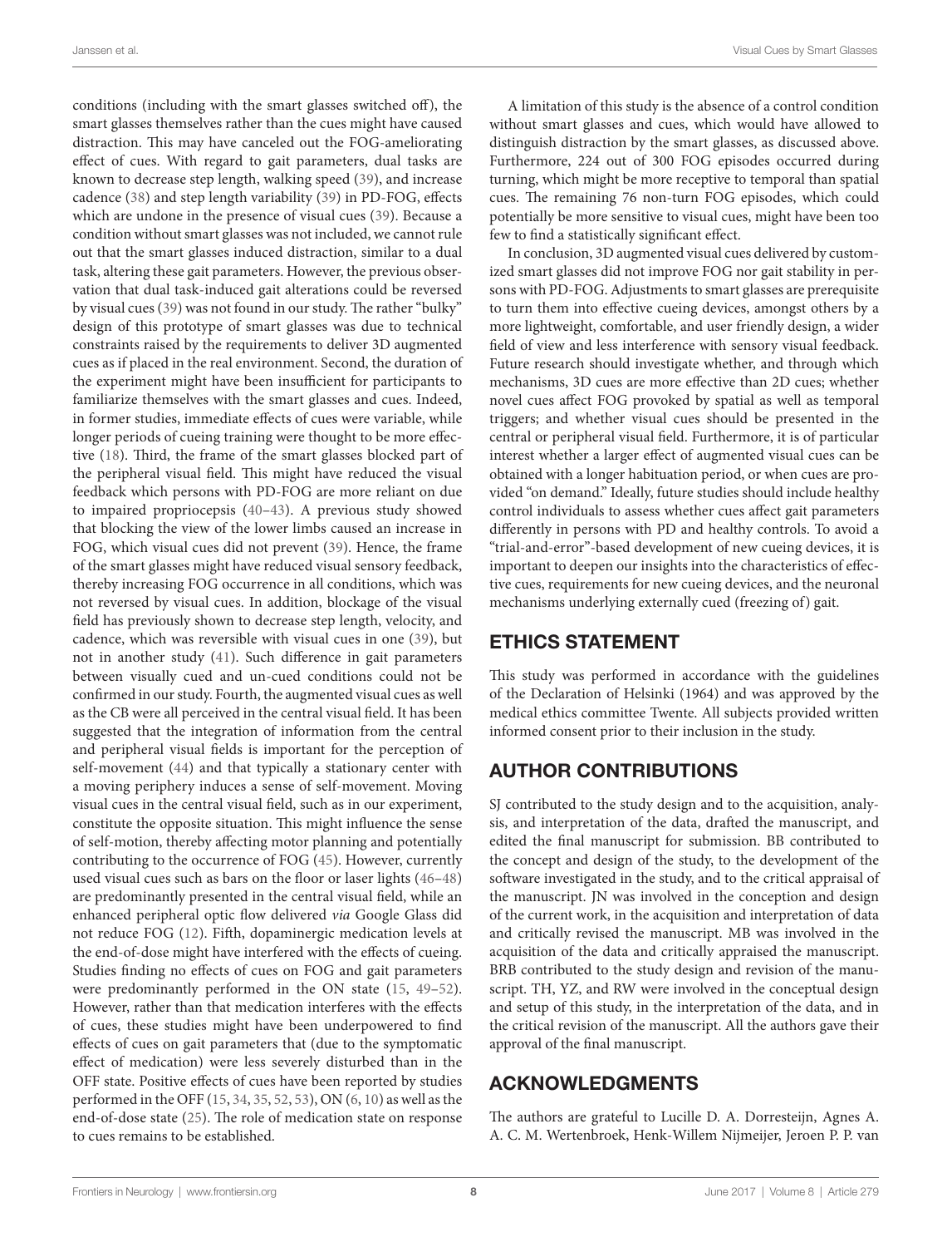conditions (including with the smart glasses switched off), the smart glasses themselves rather than the cues might have caused distraction. This may have canceled out the FOG-ameliorating effect of cues. With regard to gait parameters, dual tasks are known to decrease step length, walking speed (39), and increase cadence (38) and step length variability (39) in PD-FOG, effects which are undone in the presence of visual cues (39). Because a condition without smart glasses was not included, we cannot rule out that the smart glasses induced distraction, similar to a dual task, altering these gait parameters. However, the previous observation that dual task-induced gait alterations could be reversed by visual cues (39) was not found in our study. The rather "bulky" design of this prototype of smart glasses was due to technical constraints raised by the requirements to deliver 3D augmented cues as if placed in the real environment. Second, the duration of the experiment might have been insufficient for participants to familiarize themselves with the smart glasses and cues. Indeed, in former studies, immediate effects of cues were variable, while longer periods of cueing training were thought to be more effective (18). Third, the frame of the smart glasses blocked part of the peripheral visual field. This might have reduced the visual feedback which persons with PD-FOG are more reliant on due to impaired proprioceps (40–43). A previous study showed that blocking the view of the lower limbs caused an increase in FOG, which visual cues did not prevent (39). Hence, the frame of the smart glasses might have reduced visual sensory feedback, thereby increasing FOG occurrence in all conditions, which was not reversed by visual cues. In addition, blockage of the visual field has previously shown to decrease step length, velocity, and cadence, which was reversible with visual cues in one (39), but not in another study (41). Such difference in gait parameters between visually cued and un-cued conditions could not be confirmed in our study. Fourth, the augmented visual cues as well as the CB were all perceived in the central visual field. It has been suggested that the integration of information from the central and peripheral visual fields is important for the perception of self-movement (44) and that typically a stationary center with a moving periphery induces a sense of self-movement. Moving visual cues in the central visual field, such as in our experiment, constitute the opposite situation. This might influence the sense of self-motion, thereby affecting motor planning and potentially contributing to the occurrence of FOG (45). However, currently used visual cues such as bars on the floor or laser lights (46–48) are predominantly presented in the central visual field, while an enhanced peripheral optic flow delivered *via* Google Glass did not reduce FOG (12). Fifth, dopaminergic medication levels at the end-of-dose might have interfered with the effects of cueing. Studies finding no effects of cues on FOG and gait parameters were predominantly performed in the ON state (15, 49–52). However, rather than that medication interferes with the effects of cues, these studies might have been underpowered to find effects of cues on gait parameters that (due to the symptomatic effect of medication) were less severely disturbed than in the OFF state. Positive effects of cues have been reported by studies performed in the OFF (15, 34, 35, 52, 53), ON (6, 10) as well as the end-of-dose state (25). The role of medication state on response to cues remains to be established.

A limitation of this study is the absence of a control condition without smart glasses and cues, which would have allowed to distinguish distraction by the smart glasses, as discussed above. Furthermore, 224 out of 300 FOG episodes occurred during turning, which might be more receptive to temporal than spatial cues. The remaining 76 non-turn FOG episodes, which could potentially be more sensitive to visual cues, might have been too few to find a statistically significant effect.

In conclusion, 3D augmented visual cues delivered by customized smart glasses did not improve FOG nor gait stability in persons with PD-FOG. Adjustments to smart glasses are prerequisite to turn them into effective cueing devices, amongst others by a more lightweight, comfortable, and user friendly design, a wider field of view and less interference with sensory visual feedback. Future research should investigate whether, and through which mechanisms, 3D cues are more effective than 2D cues; whether novel cues affect FOG provoked by spatial as well as temporal triggers; and whether visual cues should be presented in the central or peripheral visual field. Furthermore, it is of particular interest whether a larger effect of augmented visual cues can be obtained with a longer habituation period, or when cues are provided "on demand." Ideally, future studies should include healthy control individuals to assess whether cues affect gait parameters differently in persons with PD and healthy controls. To avoid a "trial-and-error"-based development of new cueing devices, it is important to deepen our insights into the characteristics of effective cues, requirements for new cueing devices, and the neuronal mechanisms underlying externally cued (freezing of) gait.

## ETHICS STATEMENT

This study was performed in accordance with the guidelines of the Declaration of Helsinki (1964) and was approved by the medical ethics committee Twente. All subjects provided written informed consent prior to their inclusion in the study.

## AUTHOR CONTRIBUTIONS

SJ contributed to the study design and to the acquisition, analysis, and interpretation of the data, drafted the manuscript, and edited the final manuscript for submission. BB contributed to the concept and design of the study, to the development of the software investigated in the study, and to the critical appraisal of the manuscript. JN was involved in the conception and design of the current work, in the acquisition and interpretation of data and critically revised the manuscript. MB was involved in the acquisition of the data and critically appraised the manuscript. BRB contributed to the study design and revision of the manuscript. TH, YZ, and RW were involved in the conceptual design and setup of this study, in the interpretation of the data, and in the critical revision of the manuscript. All the authors gave their approval of the final manuscript.

## ACKNOWLEDGMENTS

The authors are grateful to Lucille D. A. Dorresteijn, Agnes A. A. C. M. Wertenbroek, Henk-Willem Nijmeijer, Jeroen P. P. van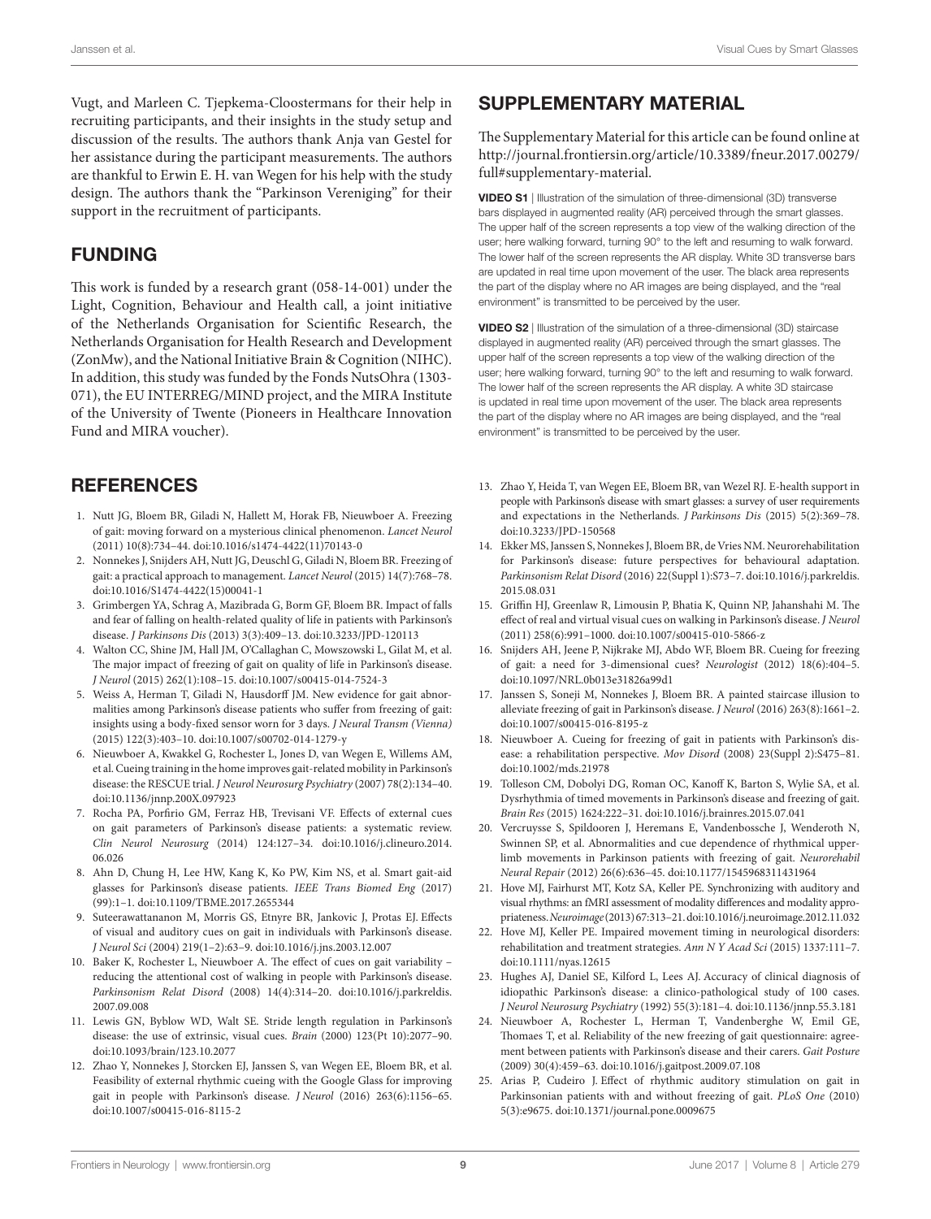Vugt, and Marleen C. Tjepkema-Cloostermans for their help in recruiting participants, and their insights in the study setup and discussion of the results. The authors thank Anja van Gestel for her assistance during the participant measurements. The authors are thankful to Erwin E. H. van Wegen for his help with the study design. The authors thank the "Parkinson Vereniging" for their support in the recruitment of participants.

## FUNDING

This work is funded by a research grant (058-14-001) under the Light, Cognition, Behaviour and Health call, a joint initiative of the Netherlands Organisation for Scientific Research, the Netherlands Organisation for Health Research and Development (ZonMw), and the National Initiative Brain & Cognition (NIHC). In addition, this study was funded by the Fonds NutsOhra (1303-071), the EU INTERREG/MIND project, and the MIRA Institute of the University of Twente (Pioneers in Healthcare Innovation Fund and MIRA voucher).

## SUPPLEMENTARY MATERIAL

The Supplementary Material for this article can be found online at http://journal.frontiersin.org/article/10.3389/fneur.2017.00279/full#supplementary-material.

**VIDEO S1** | Illustration of the simulation of three-dimensional (3D) transverse bars displayed in augmented reality (AR) perceived through the smart glasses. The upper half of the screen represents a top view of the walking direction of the user; here walking forward, turning 90° to the left and resuming to walk forward. The lower half of the screen represents the AR display. White 3D transverse bars are updated in real time upon movement of the user. The black area represents the part of the display where no AR images are being displayed, and the "real environment" is transmitted to be perceived by the user.

**VIDEO S2** | Illustration of the simulation of a three-dimensional (3D) staircase displayed in augmented reality (AR) perceived through the smart glasses. The upper half of the screen represents a top view of the walking direction of the user; here walking forward, turning 90° to the left and resuming to walk forward. The lower half of the screen represents the AR display. A white 3D staircase is updated in real time upon movement of the user. The black area represents the part of the display where no AR images are being displayed, and the "real environment" is transmitted to be perceived by the user.

## REFERENCES

1. Nutt JG, Bloem BR, Giladi N, Hallett M, Horak FB, Nieuwboer A. Freezing of gait: moving forward on a mysterious clinical phenomenon. *Lancet Neurol* (2011) 10(8):734–44. doi:10.1016/s1474-4422(11)70143-0
2. Nonnekes J, Snijders AH, Nutt JG, Deuschl G, Giladi N, Bloem BR. Freezing of gait: a practical approach to management. *Lancet Neurol* (2015) 14(7):768–78. doi:10.1016/S1474-4422(15)00041-1
3. Grimbergen YA, Schrag A, Mazibrada G, Borm GF, Bloem BR. Impact of falls and fear of falling on health-related quality of life in patients with Parkinson's disease. *J Parkinsons Dis* (2013) 3(3):409–13. doi:10.3233/JPD-120113
4. Walton CC, Shine JM, Hall JM, O'Callaghan C, Mowszowski L, Gilat M, et al. The major impact of freezing of gait on quality of life in Parkinson's disease. *J Neurol* (2015) 262(1):108–15. doi:10.1007/s00415-014-7524-3
5. Weiss A, Herman T, Giladi N, Hausdorff JM. New evidence for gait abnormalities among Parkinson's disease patients who suffer from freezing of gait: insights using a body-fixed sensor worn for 3 days. *J Neural Transm (Vienna)* (2015) 122(3):403–10. doi:10.1007/s00702-014-1279-y
6. Nieuwboer A, Kwakkel G, Rochester L, Jones D, van Wegen E, Willems AM, et al. Cueing training in the home improves gait-related mobility in Parkinson's disease: the RESCUE trial. *J Neurol Neurosurg Psychiatry* (2007) 78(2):134–40. doi:10.1136/jnnp.200X.097923
7. Rocha PA, Porfirio GM, Ferraz HB, Trevisani VF. Effects of external cues on gait parameters of Parkinson's disease patients: a systematic review. *Clin Neurol Neurosurg* (2014) 124:127–34. doi:10.1016/j.clineuro.2014.06.026
8. Ahn D, Chung H, Lee HW, Kang K, Ko PW, Kim NS, et al. Smart gait-aid glasses for Parkinson's disease patients. *IEEE Trans Biomed Eng* (2017) (99):1–1. doi:10.1109/TBME.2017.2655344
9. Suteerawattananon M, Morris GS, Etnyre BR, Jankovic J, Protas EJ. Effects of visual and auditory cues on gait in individuals with Parkinson's disease. *J Neurol Sci* (2004) 219(1–2):63–9. doi:10.1016/j.jns.2003.12.007
10. Baker K, Rochester L, Nieuwboer A. The effect of cues on gait variability – reducing the attentional cost of walking in people with Parkinson's disease. *Parkinsonism Relat Disord* (2008) 14(4):314–20. doi:10.1016/j.parkreldis.2007.09.008
11. Lewis GN, Byblow WD, Walt SE. Stride length regulation in Parkinson's disease: the use of extrinsic, visual cues. *Brain* (2000) 123(Pt 10):2077–90. doi:10.1093/brain/123.10.2077
12. Zhao Y, Nonnekes J, Storcken EJ, Janssen S, van Wegen EE, Bloem BR, et al. Feasibility of external rhythmic cueing with the Google Glass for improving gait in people with Parkinson's disease. *J Neurol* (2016) 263(6):1156–65. doi:10.1007/s00415-016-8115-2
13. Zhao Y, Heida T, van Wegen EE, Bloem BR, van Wezel RJ. E-health support in people with Parkinson's disease with smart glasses: a survey of user requirements and expectations in the Netherlands. *J Parkinsons Dis* (2015) 5(2):369–78. doi:10.3233/JPD-150568
14. Ekker MS, Janssen S, Nonnekes J, Bloem BR, de Vries NM. Neurorehabilitation for Parkinson's disease: future perspectives for behavioural adaptation. *Parkinsonism Relat Disord* (2016) 22(Suppl 1):S73–7. doi:10.1016/j.parkreldis.2015.08.031
15. Griffin HJ, Greenlaw R, Limousin P, Bhatia K, Quinn NP, Jahanshahi M. The effect of real and virtual visual cues on walking in Parkinson's disease. *J Neurol* (2011) 258(6):991–1000. doi:10.1007/s00415-010-5866-z
16. Snijders AH, Jeene P, Nijkrake MJ, Abdo WF, Bloem BR. Cueing for freezing of gait: a need for 3-dimensional cues? *Neurologist* (2012) 18(6):404–5. doi:10.1097/NRL.0b013e31826a99d1
17. Janssen S, Soneji M, Nonnekes J, Bloem BR. A painted staircase illusion to alleviate freezing of gait in Parkinson's disease. *J Neurol* (2016) 263(8):1661–2. doi:10.1007/s00415-016-8195-z
18. Nieuwboer A. Cueing for freezing of gait in patients with Parkinson's disease: a rehabilitation perspective. *Mov Disord* (2008) 23(Suppl 2):S475–81. doi:10.1002/mds.21978
19. Tolleson CM, Dobolyi DG, Roman OC, Kanoff K, Barton S, Wylie SA, et al. Dysrhythmia of timed movements in Parkinson's disease and freezing of gait. *Brain Res* (2015) 1624:222–31. doi:10.1016/j.brainres.2015.07.041
20. Vercruysse S, Spildooren J, Heremans E, Vandenbossche J, Wenderoth N, Swinnen SP, et al. Abnormalities and cue dependence of rhythmical upper-limb movements in Parkinson patients with freezing of gait. *Neurorehabil Neural Repair* (2012) 26(6):636–45. doi:10.1177/1545968311431964
21. Hove MJ, Fairhurst MT, Kotz SA, Keller PE. Synchronizing with auditory and visual rhythms: an fMRI assessment of modality differences and modality appropriateness. *Neuroimage* (2013) 67:313–21. doi:10.1016/j.neuroimage.2012.11.032
22. Hove MJ, Keller PE. Impaired movement timing in neurological disorders: rehabilitation and treatment strategies. *Ann N Y Acad Sci* (2015) 1337:111–7. doi:10.1111/nyas.12615
23. Hughes AJ, Daniel SE, Kilford L, Lees AJ. Accuracy of clinical diagnosis of idiopathic Parkinson's disease: a clinico-pathological study of 100 cases. *J Neurol Neurosurg Psychiatry* (1992) 55(3):181–4. doi:10.1136/jnnp.55.3.181
24. Nieuwboer A, Rochester L, Herman T, Vandenberghe W, Emil GE, Thomaes T, et al. Reliability of the new freezing of gait questionnaire: agreement between patients with Parkinson's disease and their carers. *Gait Posture* (2009) 30(4):459–63. doi:10.1016/j.gaitpost.2009.07.108
25. Arias P, Cudeiro J. Effect of rhythmic auditory stimulation on gait in Parkinsonian patients with and without freezing of gait. *PLoS One* (2010) 5(3):e9675. doi:10.1371/journal.pone.0009675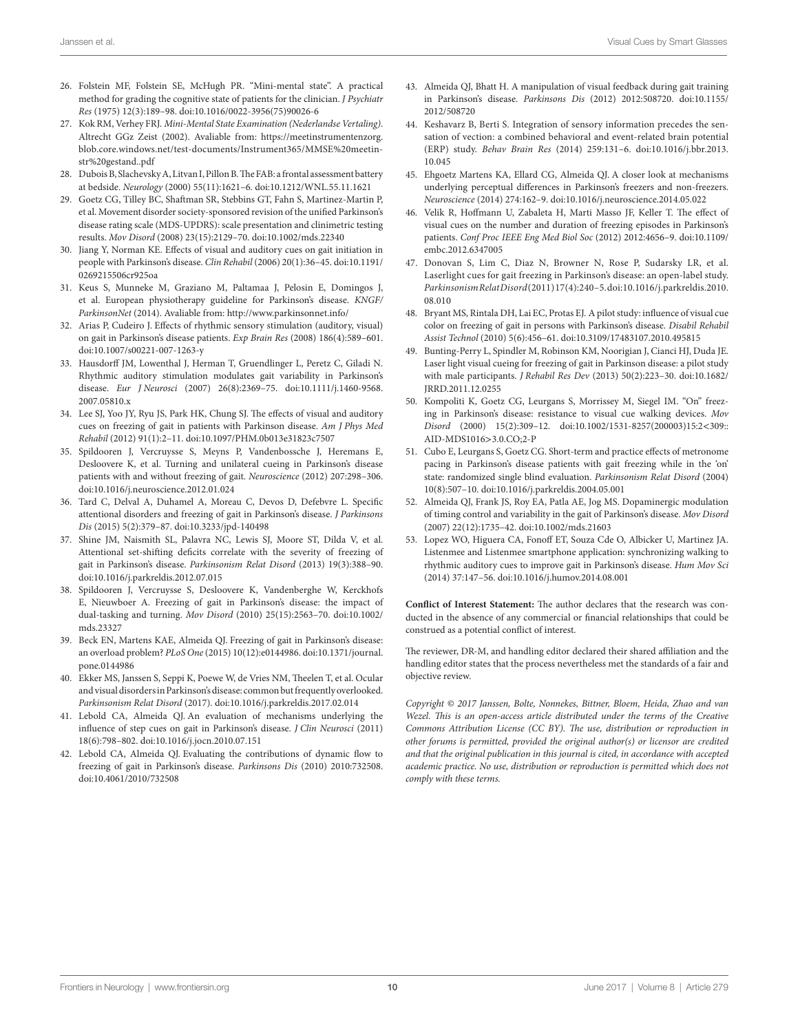26. Folstein MF, Folstein SE, McHugh PR. "Mini-mental state". A practical method for grading the cognitive state of patients for the clinician. *J Psychiatr Res* (1975) 12(3):189–98. doi:10.1016/0022-3956(75)90026-6
27. Kok RM, Verhey FRJ. *Mini-Mental State Examination (Nederlandse Vertaling)*. Altrecht GGz Zeist (2002). Avaliable from: https://meetinstrumentenzorg.blob.core.windows.net/test-documents/Instrument365/MMSE%20meetinstr%20gestand..pdf
28. Dubois B, Slachevsky A, Litvan I, Pillon B. The FAB: a frontal assessment battery at bedside. *Neurology* (2000) 55(11):1621–6. doi:10.1212/WNL.55.11.1621
29. Goetz CG, Tilley BC, Shaftman SR, Stebbins GT, Fahn S, Martinez-Martin P, et al. Movement disorder society-sponsored revision of the unified Parkinson's disease rating scale (MDS-UPDRS): scale presentation and clinimetric testing results. *Mov Disord* (2008) 23(15):2129–70. doi:10.1002/mds.22340
30. Jiang Y, Norman KE. Effects of visual and auditory cues on gait initiation in people with Parkinson's disease. *Clin Rehabil* (2006) 20(1):36–45. doi:10.1191/0269215506cr925oa
31. Keus S, Munneke M, Graziano M, Paltamaa J, Pelosin E, Domingos J, et al. European physiotherapy guideline for Parkinson's disease. *KNGF/ParkinsonNet* (2014). Avaliable from: http://www.parkinsonnet.info/
32. Arias P, Cudeiro J. Effects of rhythmic sensory stimulation (auditory, visual) on gait in Parkinson's disease patients. *Exp Brain Res* (2008) 186(4):589–601. doi:10.1007/s00221-007-1263-y
33. Hausdorff JM, Lowenthal J, Herman T, Gruendlinger L, Peretz C, Giladi N. Rhythmic auditory stimulation modulates gait variability in Parkinson's disease. *Eur J Neurosci* (2007) 26(8):2369–75. doi:10.1111/j.1460-9568.2007.05810.x
34. Lee SJ, Yoo JY, Ryu JS, Park HK, Chung SJ. The effects of visual and auditory cues on freezing of gait in patients with Parkinson disease. *Am J Phys Med Rehabil* (2012) 91(1):2–11. doi:10.1097/PHM.0b013e31823c7507
35. Spildooren J, Vercruysse S, Meyns P, Vandenbossche J, Heremans E, Desloovere K, et al. Turning and unilateral cueing in Parkinson's disease patients with and without freezing of gait. *Neuroscience* (2012) 207:298–306. doi:10.1016/j.neuroscience.2012.01.024
36. Tard C, Delval A, Duhamel A, Moreau C, Devos D, Defebvre L. Specific attentional disorders and freezing of gait in Parkinson's disease. *J Parkinsons Dis* (2015) 5(2):379–87. doi:10.3233/jpd-140498
37. Shine JM, Naismith SL, Palavra NC, Lewis SJ, Moore ST, Dilda V, et al. Attentional set-shifting deficits correlate with the severity of freezing of gait in Parkinson's disease. *Parkinsonism Relat Disord* (2013) 19(3):388–90. doi:10.1016/j.parkreldis.2012.07.015
38. Spildooren J, Vercruysse S, Desloovere K, Vandenberghe W, Kerckhofs E, Nieuwboer A. Freezing of gait in Parkinson's disease: the impact of dual-tasking and turning. *Mov Disord* (2010) 25(15):2563–70. doi:10.1002/mds.23327
39. Beck EN, Martens KAE, Almeida QJ. Freezing of gait in Parkinson's disease: an overload problem? *PLoS One* (2015) 10(12):e0144986. doi:10.1371/journal.pone.0144986
40. Ekker MS, Janssen S, Seppi K, Poewe W, de Vries NM, Theelen T, et al. Ocular and visual disorders in Parkinson's disease: common but frequently overlooked. *Parkinsonism Relat Disord* (2017). doi:10.1016/j.parkreldis.2017.02.014
41. Lebold CA, Almeida QJ. An evaluation of mechanisms underlying the influence of step cues on gait in Parkinson's disease. *J Clin Neurosci* (2011) 18(6):798–802. doi:10.1016/j.jocn.2010.07.151
42. Lebold CA, Almeida QJ. Evaluating the contributions of dynamic flow to freezing of gait in Parkinson's disease. *Parkinsons Dis* (2010) 2010:732508. doi:10.4061/2010/732508
43. Almeida QJ, Bhatt H. A manipulation of visual feedback during gait training in Parkinson's disease. *Parkinsons Dis* (2012) 2012:508720. doi:10.1155/2012/508720
44. Keshavarz B, Berti S. Integration of sensory information precedes the sensation of vection: a combined behavioral and event-related brain potential (ERP) study. *Behav Brain Res* (2014) 259:131–6. doi:10.1016/j.bbr.2013.10.045
45. Ehgoetz Martens KA, Ellard CG, Almeida QJ. A closer look at mechanisms underlying perceptual differences in Parkinson's freezers and non-freezers. *Neuroscience* (2014) 274:162–9. doi:10.1016/j.neuroscience.2014.05.022
46. Velik R, Hoffmann U, Zabaleta H, Marti Masso JF, Keller T. The effect of visual cues on the number and duration of freezing episodes in Parkinson's patients. *Conf Proc IEEE Eng Med Biol Soc* (2012) 2012:4656–9. doi:10.1109/embc.2012.6347005
47. Donovan S, Lim C, Diaz N, Browner N, Rose P, Sudarsky LR, et al. Laserlight cues for gait freezing in Parkinson's disease: an open-label study. *Parkinsonism Relat Disord* (2011) 17(4):240–5. doi:10.1016/j.parkreldis.2010.08.010
48. Bryant MS, Rintala DH, Lai EC, Protas EJ. A pilot study: influence of visual cue color on freezing of gait in persons with Parkinson's disease. *Disabil Rehabil Assist Technol* (2010) 5(6):456–61. doi:10.3109/17483107.2010.495815
49. Bunting-Perry L, Spindler M, Robinson KM, Noorigian J, Cianci HJ, Duda JE. Laser light visual cueing for freezing of gait in Parkinson disease: a pilot study with male participants. *J Rehabil Res Dev* (2013) 50(2):223–30. doi:10.1682/JRRD.2011.12.0255
50. Kompoliti K, Goetz CG, Leurgans S, Morrissey M, Siegel IM. "On" freezing in Parkinson's disease: resistance to visual cue walking devices. *Mov Disord* (2000) 15(2):309–12. doi:10.1002/1531-8257(200003)15:2<309::AID-MDS1016>3.0.CO;2-P
51. Cubo E, Leurgans S, Goetz CG. Short-term and practice effects of metronome pacing in Parkinson's disease patients with gait freezing while in the 'on' state: randomized single blind evaluation. *Parkinsonism Relat Disord* (2004) 10(8):507–10. doi:10.1016/j.parkreldis.2004.05.001
52. Almeida QJ, Frank JS, Roy EA, Patla AE, Jog MS. Dopaminergic modulation of timing control and variability in the gait of Parkinson's disease. *Mov Disord* (2007) 22(12):1735–42. doi:10.1002/mds.21603
53. Lopez WO, Higuera CA, Fonoff ET, Souza Cde O, Albicker U, Martinez JA. Listenmee and Listenmee smartphone application: synchronizing walking to rhythmic auditory cues to improve gait in Parkinson's disease. *Hum Mov Sci* (2014) 37:147–56. doi:10.1016/j.humov.2014.08.001

**Conflict of Interest Statement:** The author declares that the research was conducted in the absence of any commercial or financial relationships that could be construed as a potential conflict of interest.

The reviewer, DR-M, and handling editor declared their shared affiliation and the handling editor states that the process nevertheless met the standards of a fair and objective review.

*Copyright © 2017 Janssen, Bolte, Nonnekes, Bittner, Bloem, Heida, Zhao and van Wezel. This is an open-access article distributed under the terms of the Creative Commons Attribution License (CC BY). The use, distribution or reproduction in other forums is permitted, provided the original author(s) or licensor are credited and that the original publication in this journal is cited, in accordance with accepted academic practice. No use, distribution or reproduction is permitted which does not comply with these terms.*